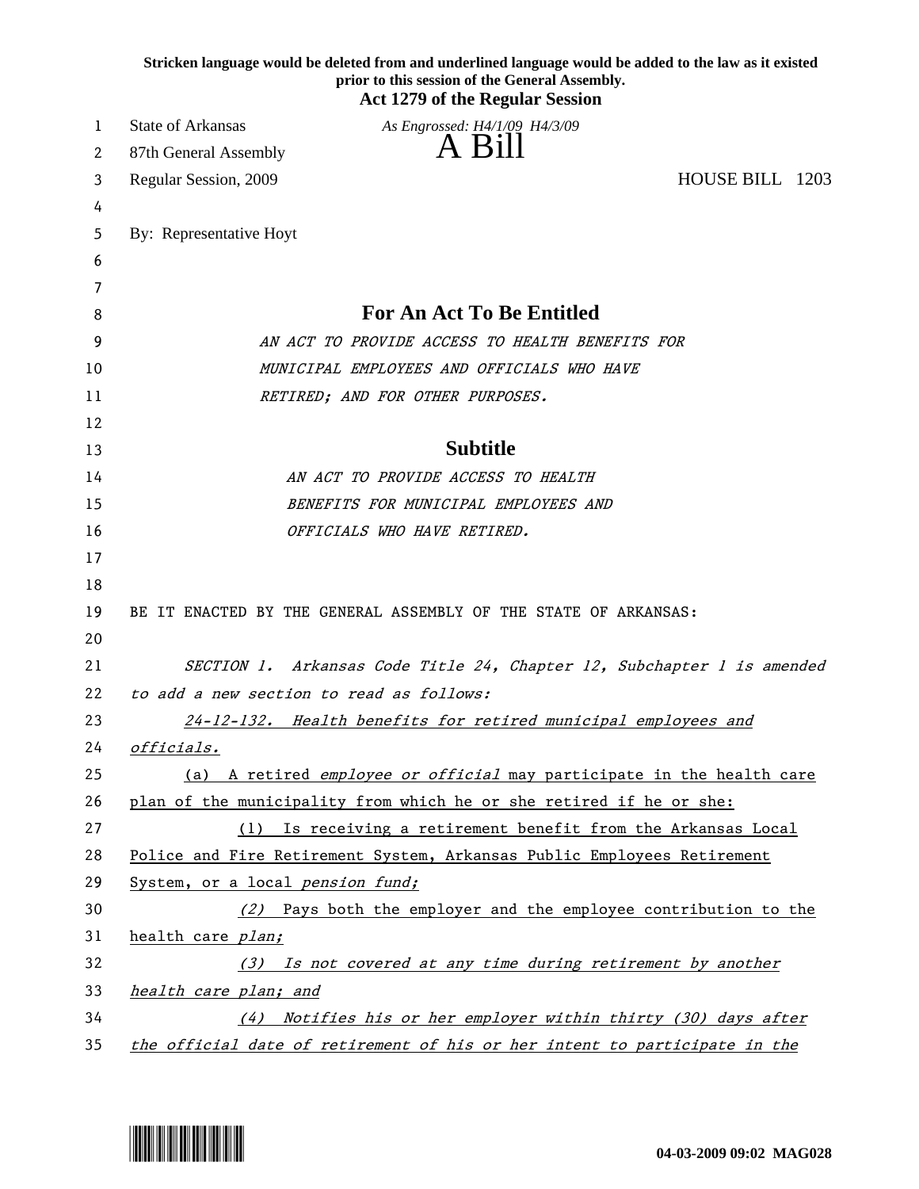**Stricken language would be deleted from and underlined language would be added to the law as it existed prior to this session of the General Assembly.**

**Act 1279 of the Regular Session**

State of Arkansas

*As Engrossed: H4/1/09 H4/3/09*

87th General Assembly

# A Bill

Regular Session, 2009 HOUSE BILL 1203

By: Representative Hoyt

## For An Act To Be Entitled

*AN ACT TO PROVIDE ACCESS TO HEALTH BENEFITS FOR MUNICIPAL EMPLOYEES AND OFFICIALS WHO HAVE RETIRED; AND FOR OTHER PURPOSES.*

## Subtitle

*AN ACT TO PROVIDE ACCESS TO HEALTH BENEFITS FOR MUNICIPAL EMPLOYEES AND OFFICIALS WHO HAVE RETIRED.*

BE IT ENACTED BY THE GENERAL ASSEMBLY OF THE STATE OF ARKANSAS:

*SECTION 1. Arkansas Code Title 24, Chapter 12, Subchapter 1 is amended to add a new section to read as follows:*

*24-12-132. Health benefits for retired municipal employees and officials.*

(a) A retired *employee or official* may participate in the health care plan of the municipality from which he or she retired if he or she:

(1) Is receiving a retirement benefit from the Arkansas Local Police and Fire Retirement System, Arkansas Public Employees Retirement System, or a local *pension fund;*

*(2)* Pays both the employer and the employee contribution to the health care *plan;*

*(3) Is not covered at any time during retirement by another health care plan; and*

*(4) Notifies his or her employer within thirty (30) days after the official date of retirement of his or her intent to participate in the*

04-03-2009 09:02 MAG028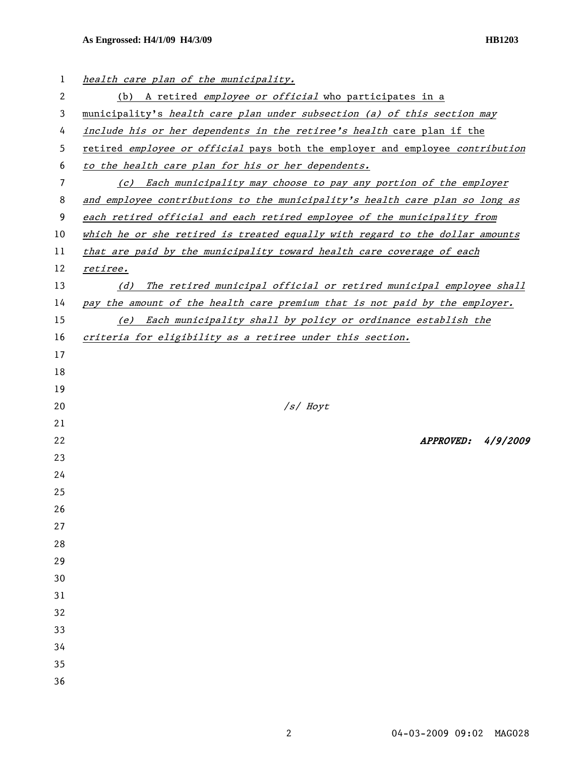*health care plan of the municipality.*

(b) A retired *employee or official* who participates in a municipality's *health care plan under subsection (a) of this section may include his or her dependents in the retiree's health* care plan if the retired *employee or official* pays both the employer and employee *contribution to the health care plan for his or her dependents.*

*(c) Each municipality may choose to pay any portion of the employer and employee contributions to the municipality's health care plan so long as each retired official and each retired employee of the municipality from which he or she retired is treated equally with regard to the dollar amounts that are paid by the municipality toward health care coverage of each retiree.*

*(d) The retired municipal official or retired municipal employee shall pay the amount of the health care premium that is not paid by the employer.*

*(e) Each municipality shall by policy or ordinance establish the criteria for eligibility as a retiree under this section.*

*/s/ Hoyt*

***APPROVED: 4/9/2009***